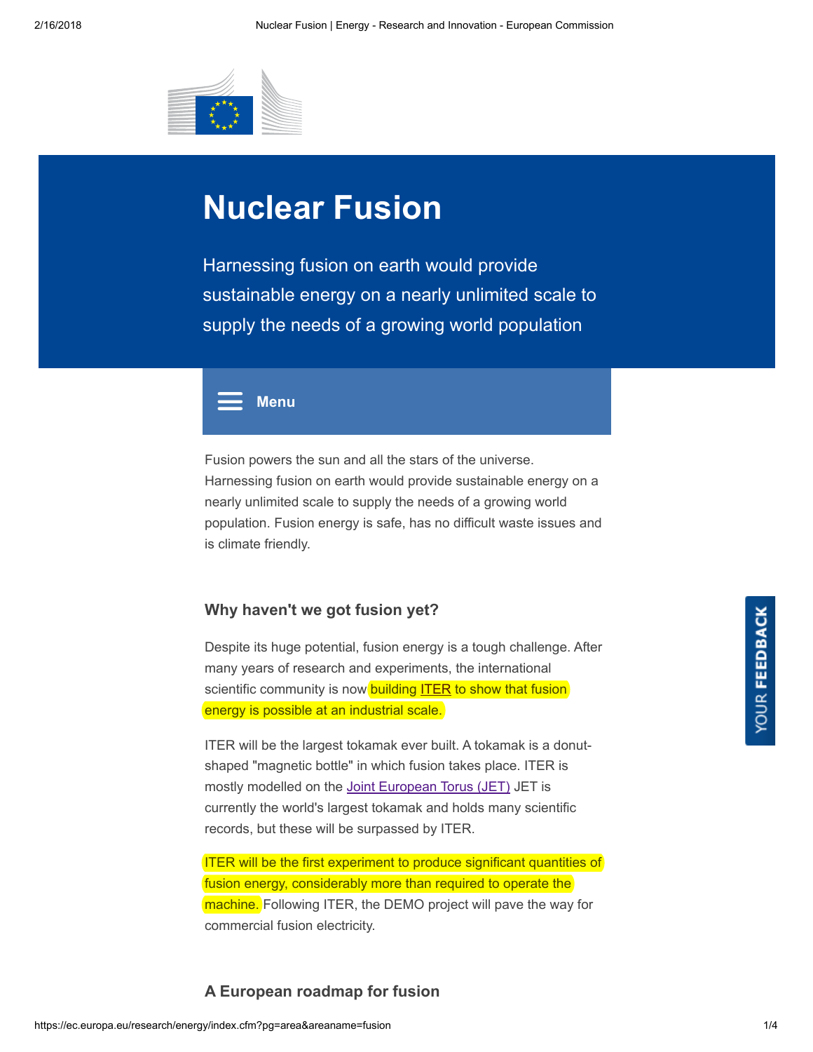# Nuclear Fusion

Harnessing fusion on earth would provide sustainable energy on a nearly unlimited scale to supply the needs of a growing world population

Menu

Fusion powers the sun and all the stars of the universe. Harnessing fusion on earth would provide sustainable energy on a nearly unlimited scale to supply the needs of a growing world population. Fusion energy is safe, has no difficult waste issues and is climate friendly.

### Why haven't we got fusion yet?

Despite its huge potential, fusion energy is a tough challenge. After many years of research and experiments, the international scientific community is now building ITER to show that fusion energy is possible at an industrial scale.

ITER will be the largest tokamak ever built. A tokamak is a donut-shaped "magnetic bottle" in which fusion takes place. ITER is mostly modelled on the Joint European Torus (JET) JET is currently the world's largest tokamak and holds many scientific records, but these will be surpassed by ITER.

ITER will be the first experiment to produce significant quantities of fusion energy, considerably more than required to operate the machine. Following ITER, the DEMO project will pave the way for commercial fusion electricity.

### A European roadmap for fusion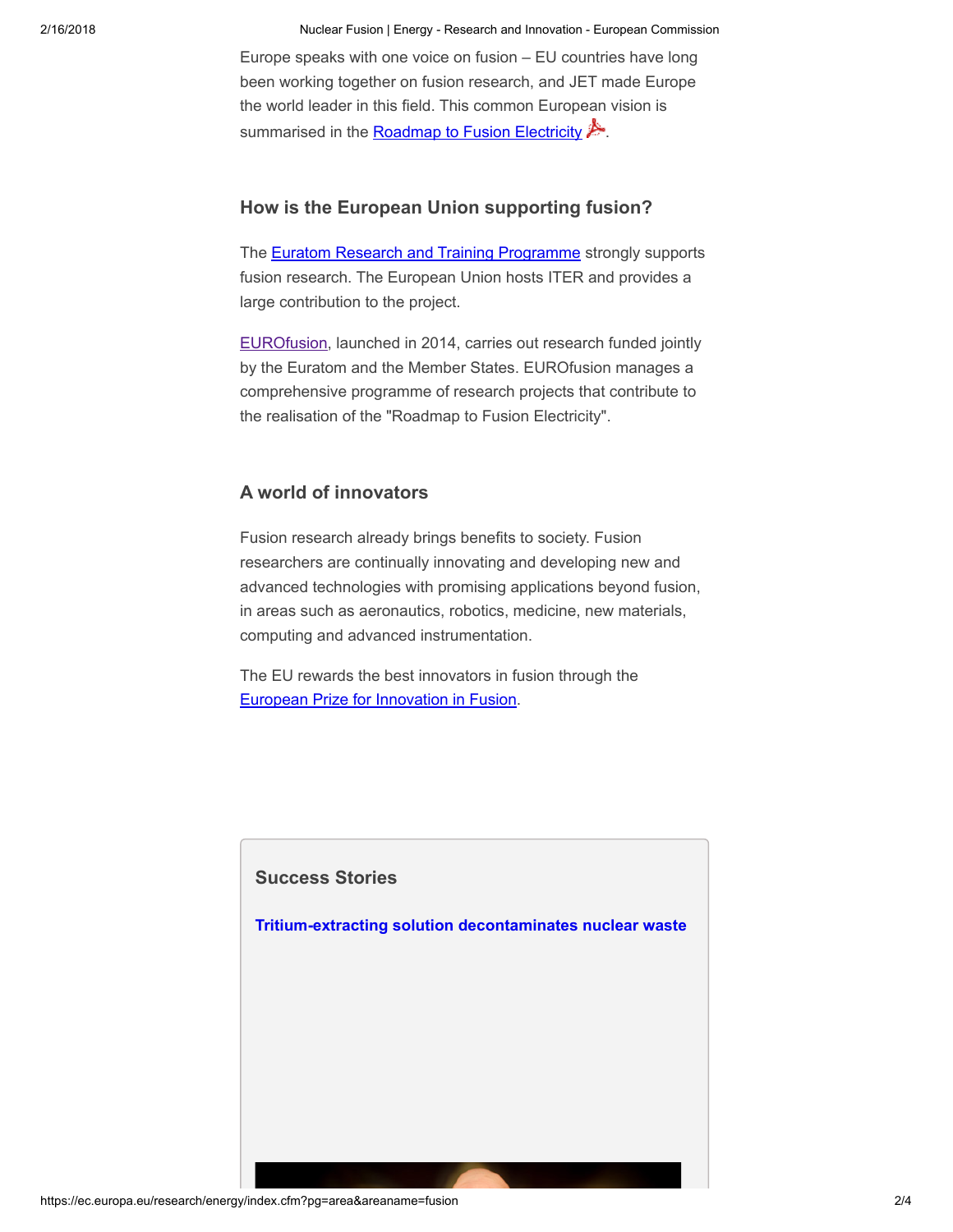Europe speaks with one voice on fusion – EU countries have long been working together on fusion research, and JET made Europe the world leader in this field. This common European vision is summarised in the Roadmap to Fusion Electricity.

## How is the European Union supporting fusion?

The Euratom Research and Training Programme strongly supports fusion research. The European Union hosts ITER and provides a large contribution to the project.

EUROfusion, launched in 2014, carries out research funded jointly by the Euratom and the Member States. EUROfusion manages a comprehensive programme of research projects that contribute to the realisation of the "Roadmap to Fusion Electricity".

## A world of innovators

Fusion research already brings benefits to society. Fusion researchers are continually innovating and developing new and advanced technologies with promising applications beyond fusion, in areas such as aeronautics, robotics, medicine, new materials, computing and advanced instrumentation.

The EU rewards the best innovators in fusion through the European Prize for Innovation in Fusion.

### Success Stories

**Tritium-extracting solution decontaminates nuclear waste**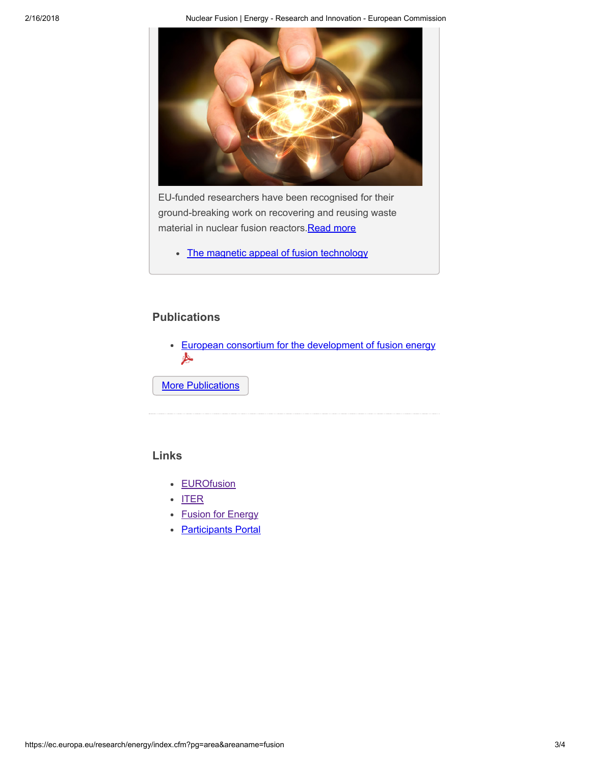EU-funded researchers have been recognised for their ground-breaking work on recovering and reusing waste material in nuclear fusion reactors.Read more

- The magnetic appeal of fusion technology

## Publications

- European consortium for the development of fusion energy

More Publications

## Links

- EUROfusion
- ITER
- Fusion for Energy
- Participants Portal